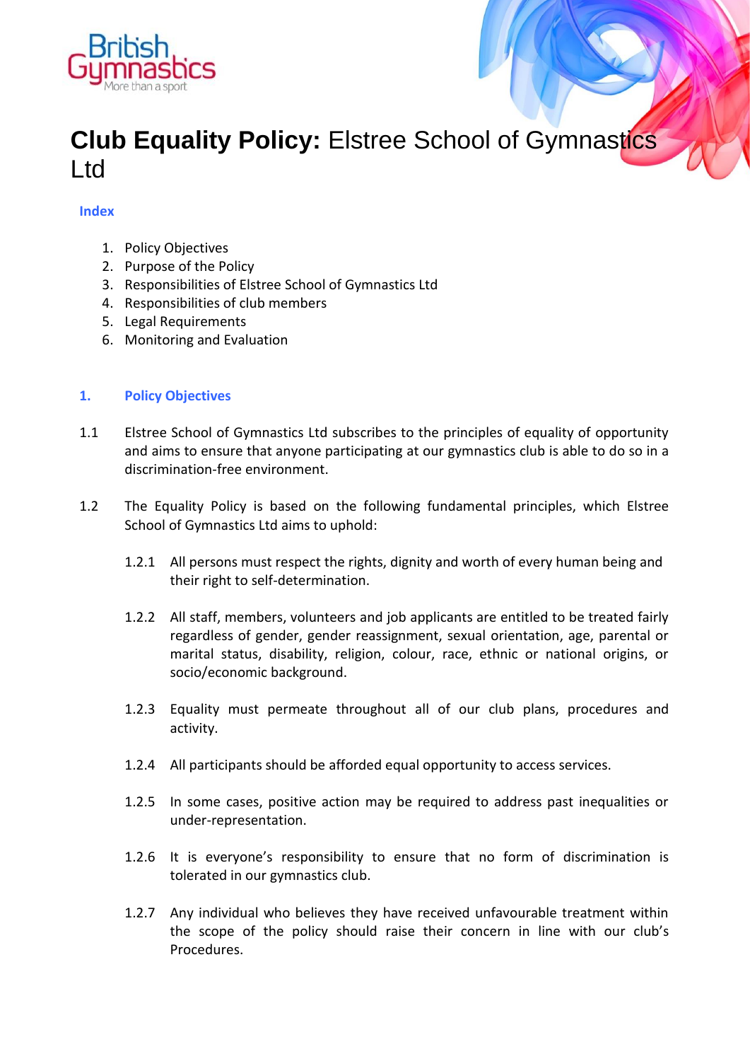British Gymnastics
More than a sport

# **Club Equality Policy:** Elstree School of Gymnastics Ltd

## Index

1. Policy Objectives
2. Purpose of the Policy
3. Responsibilities of Elstree School of Gymnastics Ltd
4. Responsibilities of club members
5. Legal Requirements
6. Monitoring and Evaluation

## 1. Policy Objectives

1.1 Elstree School of Gymnastics Ltd subscribes to the principles of equality of opportunity and aims to ensure that anyone participating at our gymnastics club is able to do so in a discrimination-free environment.

1.2 The Equality Policy is based on the following fundamental principles, which Elstree School of Gymnastics Ltd aims to uphold:

1.2.1 All persons must respect the rights, dignity and worth of every human being and their right to self-determination.

1.2.2 All staff, members, volunteers and job applicants are entitled to be treated fairly regardless of gender, gender reassignment, sexual orientation, age, parental or marital status, disability, religion, colour, race, ethnic or national origins, or socio/economic background.

1.2.3 Equality must permeate throughout all of our club plans, procedures and activity.

1.2.4 All participants should be afforded equal opportunity to access services.

1.2.5 In some cases, positive action may be required to address past inequalities or under-representation.

1.2.6 It is everyone's responsibility to ensure that no form of discrimination is tolerated in our gymnastics club.

1.2.7 Any individual who believes they have received unfavourable treatment within the scope of the policy should raise their concern in line with our club's Procedures.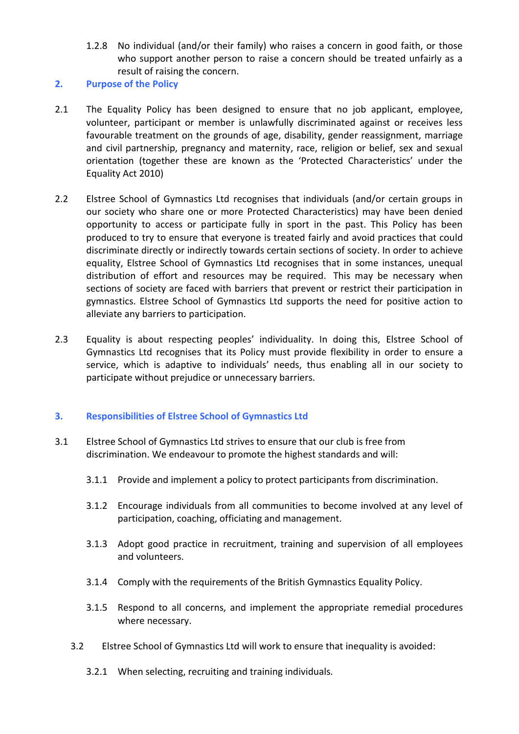1.2.8 No individual (and/or their family) who raises a concern in good faith, or those who support another person to raise a concern should be treated unfairly as a result of raising the concern.

## 2. Purpose of the Policy

2.1 The Equality Policy has been designed to ensure that no job applicant, employee, volunteer, participant or member is unlawfully discriminated against or receives less favourable treatment on the grounds of age, disability, gender reassignment, marriage and civil partnership, pregnancy and maternity, race, religion or belief, sex and sexual orientation (together these are known as the 'Protected Characteristics' under the Equality Act 2010)

2.2 Elstree School of Gymnastics Ltd recognises that individuals (and/or certain groups in our society who share one or more Protected Characteristics) may have been denied opportunity to access or participate fully in sport in the past. This Policy has been produced to try to ensure that everyone is treated fairly and avoid practices that could discriminate directly or indirectly towards certain sections of society. In order to achieve equality, Elstree School of Gymnastics Ltd recognises that in some instances, unequal distribution of effort and resources may be required. This may be necessary when sections of society are faced with barriers that prevent or restrict their participation in gymnastics. Elstree School of Gymnastics Ltd supports the need for positive action to alleviate any barriers to participation.

2.3 Equality is about respecting peoples' individuality. In doing this, Elstree School of Gymnastics Ltd recognises that its Policy must provide flexibility in order to ensure a service, which is adaptive to individuals' needs, thus enabling all in our society to participate without prejudice or unnecessary barriers.

## 3. Responsibilities of Elstree School of Gymnastics Ltd

3.1 Elstree School of Gymnastics Ltd strives to ensure that our club is free from discrimination. We endeavour to promote the highest standards and will:

3.1.1 Provide and implement a policy to protect participants from discrimination.

3.1.2 Encourage individuals from all communities to become involved at any level of participation, coaching, officiating and management.

3.1.3 Adopt good practice in recruitment, training and supervision of all employees and volunteers.

3.1.4 Comply with the requirements of the British Gymnastics Equality Policy.

3.1.5 Respond to all concerns, and implement the appropriate remedial procedures where necessary.

3.2 Elstree School of Gymnastics Ltd will work to ensure that inequality is avoided:

3.2.1 When selecting, recruiting and training individuals.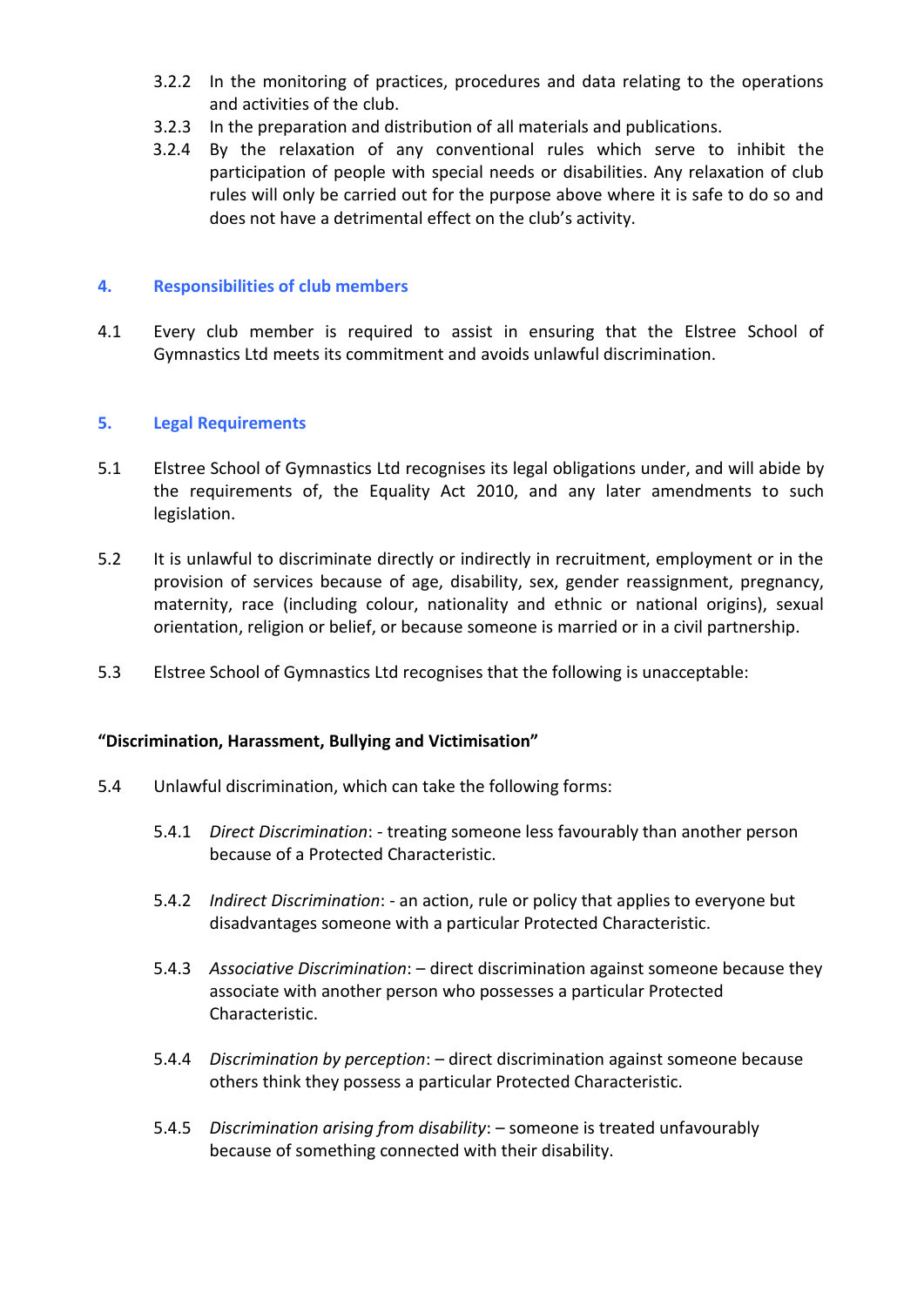3.2.2 In the monitoring of practices, procedures and data relating to the operations and activities of the club.

3.2.3 In the preparation and distribution of all materials and publications.

3.2.4 By the relaxation of any conventional rules which serve to inhibit the participation of people with special needs or disabilities. Any relaxation of club rules will only be carried out for the purpose above where it is safe to do so and does not have a detrimental effect on the club's activity.

## 4. Responsibilities of club members

4.1 Every club member is required to assist in ensuring that the Elstree School of Gymnastics Ltd meets its commitment and avoids unlawful discrimination.

## 5. Legal Requirements

5.1 Elstree School of Gymnastics Ltd recognises its legal obligations under, and will abide by the requirements of, the Equality Act 2010, and any later amendments to such legislation.

5.2 It is unlawful to discriminate directly or indirectly in recruitment, employment or in the provision of services because of age, disability, sex, gender reassignment, pregnancy, maternity, race (including colour, nationality and ethnic or national origins), sexual orientation, religion or belief, or because someone is married or in a civil partnership.

5.3 Elstree School of Gymnastics Ltd recognises that the following is unacceptable:

**"Discrimination, Harassment, Bullying and Victimisation"**

5.4 Unlawful discrimination, which can take the following forms:

5.4.1 *Direct Discrimination*: - treating someone less favourably than another person because of a Protected Characteristic.

5.4.2 *Indirect Discrimination*: - an action, rule or policy that applies to everyone but disadvantages someone with a particular Protected Characteristic.

5.4.3 *Associative Discrimination*: – direct discrimination against someone because they associate with another person who possesses a particular Protected Characteristic.

5.4.4 *Discrimination by perception*: – direct discrimination against someone because others think they possess a particular Protected Characteristic.

5.4.5 *Discrimination arising from disability*: – someone is treated unfavourably because of something connected with their disability.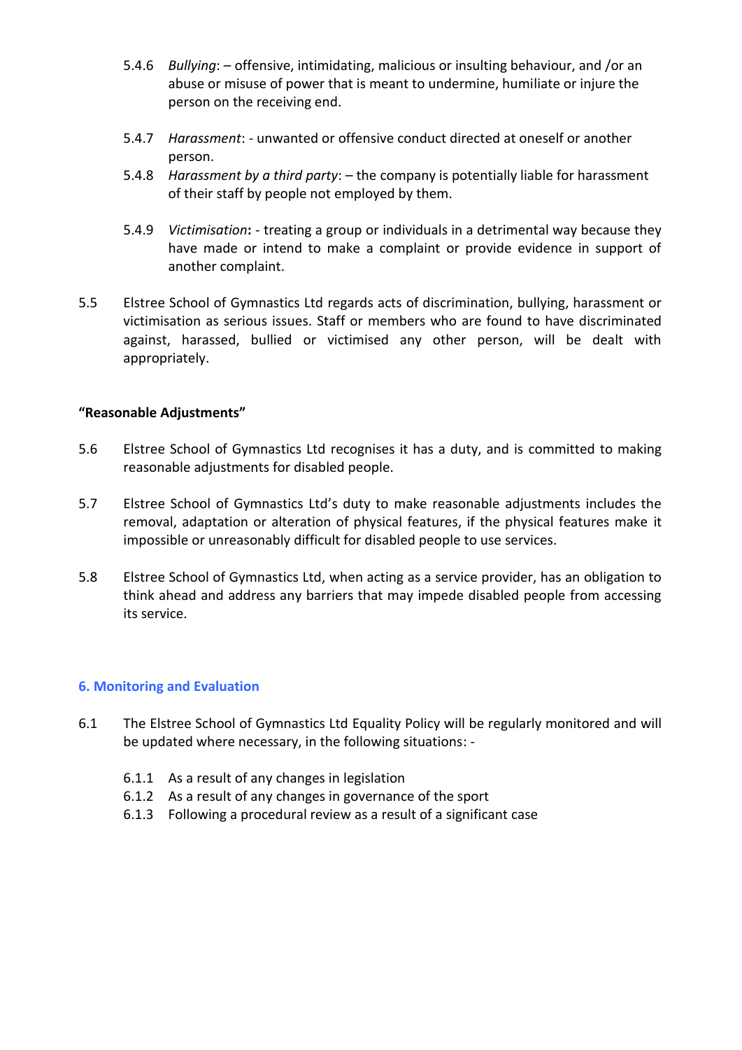5.4.6 *Bullying*: – offensive, intimidating, malicious or insulting behaviour, and /or an abuse or misuse of power that is meant to undermine, humiliate or injure the person on the receiving end.

5.4.7 *Harassment*: - unwanted or offensive conduct directed at oneself or another person.

5.4.8 *Harassment by a third party*: – the company is potentially liable for harassment of their staff by people not employed by them.

5.4.9 *Victimisation*: - treating a group or individuals in a detrimental way because they have made or intend to make a complaint or provide evidence in support of another complaint.

5.5 Elstree School of Gymnastics Ltd regards acts of discrimination, bullying, harassment or victimisation as serious issues. Staff or members who are found to have discriminated against, harassed, bullied or victimised any other person, will be dealt with appropriately.

**"Reasonable Adjustments"**

5.6 Elstree School of Gymnastics Ltd recognises it has a duty, and is committed to making reasonable adjustments for disabled people.

5.7 Elstree School of Gymnastics Ltd's duty to make reasonable adjustments includes the removal, adaptation or alteration of physical features, if the physical features make it impossible or unreasonably difficult for disabled people to use services.

5.8 Elstree School of Gymnastics Ltd, when acting as a service provider, has an obligation to think ahead and address any barriers that may impede disabled people from accessing its service.

## 6. Monitoring and Evaluation

6.1 The Elstree School of Gymnastics Ltd Equality Policy will be regularly monitored and will be updated where necessary, in the following situations: -

6.1.1 As a result of any changes in legislation
6.1.2 As a result of any changes in governance of the sport
6.1.3 Following a procedural review as a result of a significant case